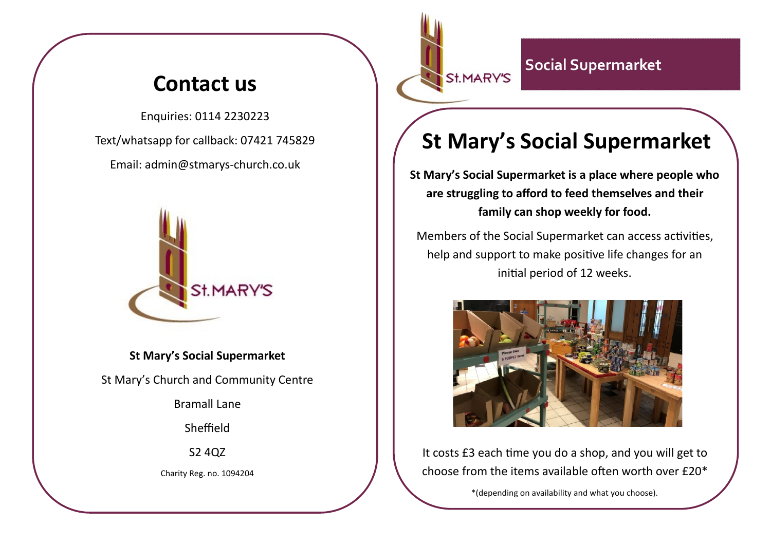## Contact us

Enquiries: 0114 2230223

Text/whatsapp for callback: 07421 745829

Email: admin@stmarys-church.co.uk

St.MARY'S

**St Mary's Social Supermarket**

St Mary's Church and Community Centre

Bramall Lane

Sheffield

S2 4QZ

Charity Reg. no. 1094204

St.MARY'S

**Social Supermarket**

# St Mary's Social Supermarket

**St Mary's Social Supermarket is a place where people who are struggling to afford to feed themselves and their family can shop weekly for food.**

Members of the Social Supermarket can access activities, help and support to make positive life changes for an initial period of 12 weeks.

It costs £3 each time you do a shop, and you will get to choose from the items available often worth over £20*

*(depending on availability and what you choose).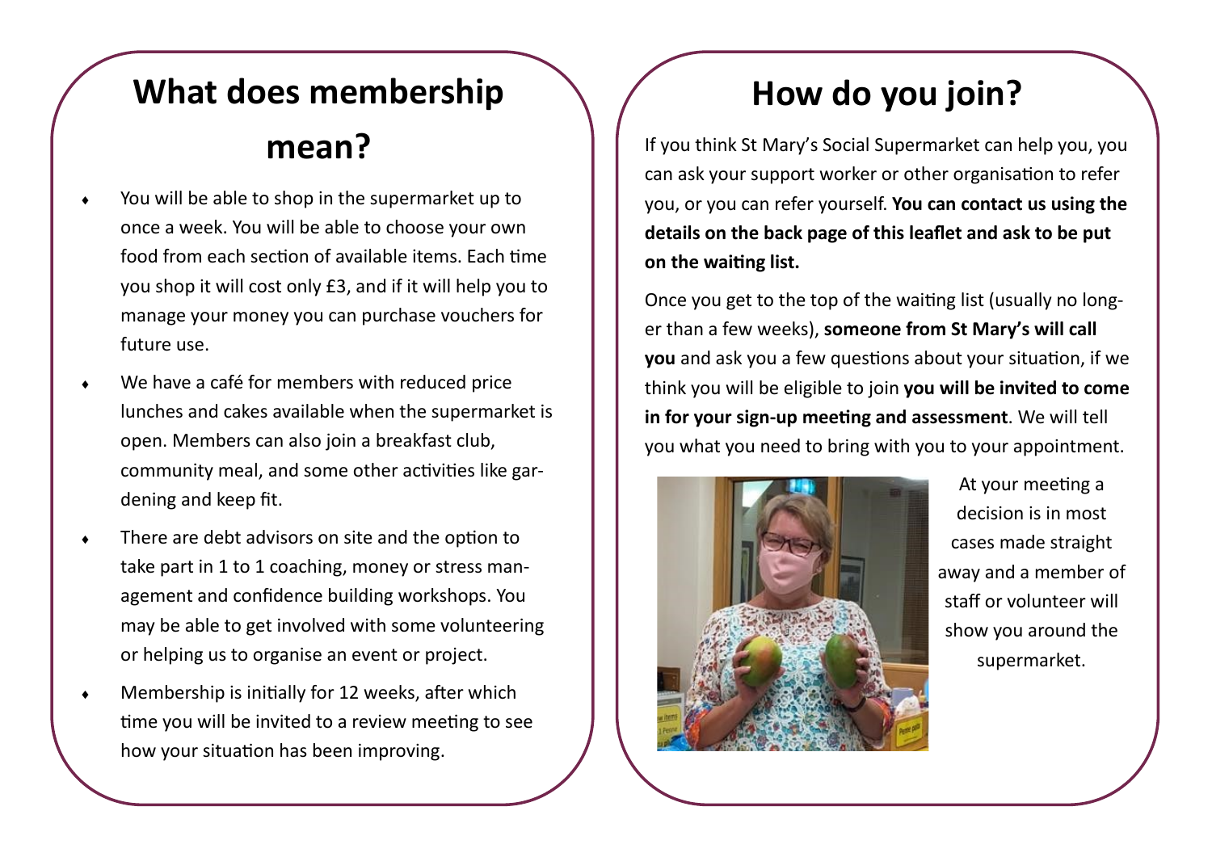## What does membership mean?

- You will be able to shop in the supermarket up to once a week. You will be able to choose your own food from each section of available items. Each time you shop it will cost only £3, and if it will help you to manage your money you can purchase vouchers for future use.
- We have a café for members with reduced price lunches and cakes available when the supermarket is open. Members can also join a breakfast club, community meal, and some other activities like gardening and keep fit.
- There are debt advisors on site and the option to take part in 1 to 1 coaching, money or stress management and confidence building workshops. You may be able to get involved with some volunteering or helping us to organise an event or project.
- Membership is initially for 12 weeks, after which time you will be invited to a review meeting to see how your situation has been improving.

## How do you join?

If you think St Mary's Social Supermarket can help you, you can ask your support worker or other organisation to refer you, or you can refer yourself. **You can contact us using the details on the back page of this leaflet and ask to be put on the waiting list.**

Once you get to the top of the waiting list (usually no longer than a few weeks), **someone from St Mary's will call you** and ask you a few questions about your situation, if we think you will be eligible to join **you will be invited to come in for your sign-up meeting and assessment**. We will tell you what you need to bring with you to your appointment.

At your meeting a decision is in most cases made straight away and a member of staff or volunteer will show you around the supermarket.